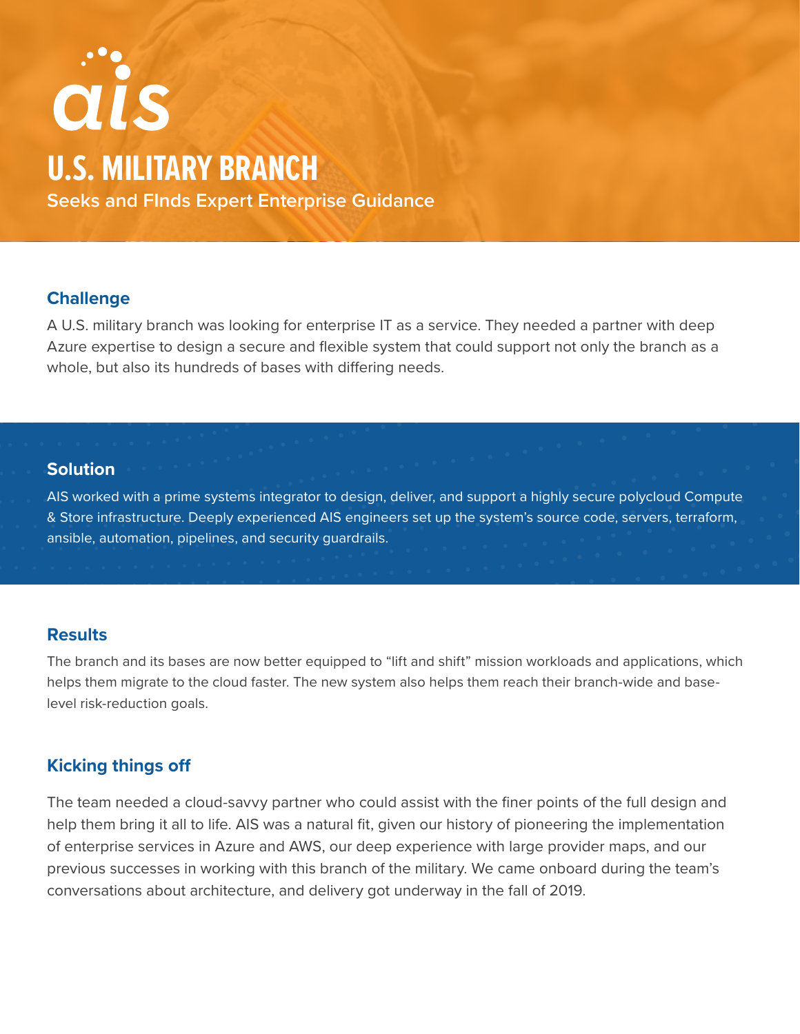ais

# U.S. MILITARY BRANCH

Seeks and FInds Expert Enterprise Guidance

## Challenge

A U.S. military branch was looking for enterprise IT as a service. They needed a partner with deep Azure expertise to design a secure and flexible system that could support not only the branch as a whole, but also its hundreds of bases with differing needs.

## Solution

AIS worked with a prime systems integrator to design, deliver, and support a highly secure polycloud Compute & Store infrastructure. Deeply experienced AIS engineers set up the system's source code, servers, terraform, ansible, automation, pipelines, and security guardrails.

## Results

The branch and its bases are now better equipped to "lift and shift" mission workloads and applications, which helps them migrate to the cloud faster. The new system also helps them reach their branch-wide and base-level risk-reduction goals.

## Kicking things off

The team needed a cloud-savvy partner who could assist with the finer points of the full design and help them bring it all to life. AIS was a natural fit, given our history of pioneering the implementation of enterprise services in Azure and AWS, our deep experience with large provider maps, and our previous successes in working with this branch of the military. We came onboard during the team's conversations about architecture, and delivery got underway in the fall of 2019.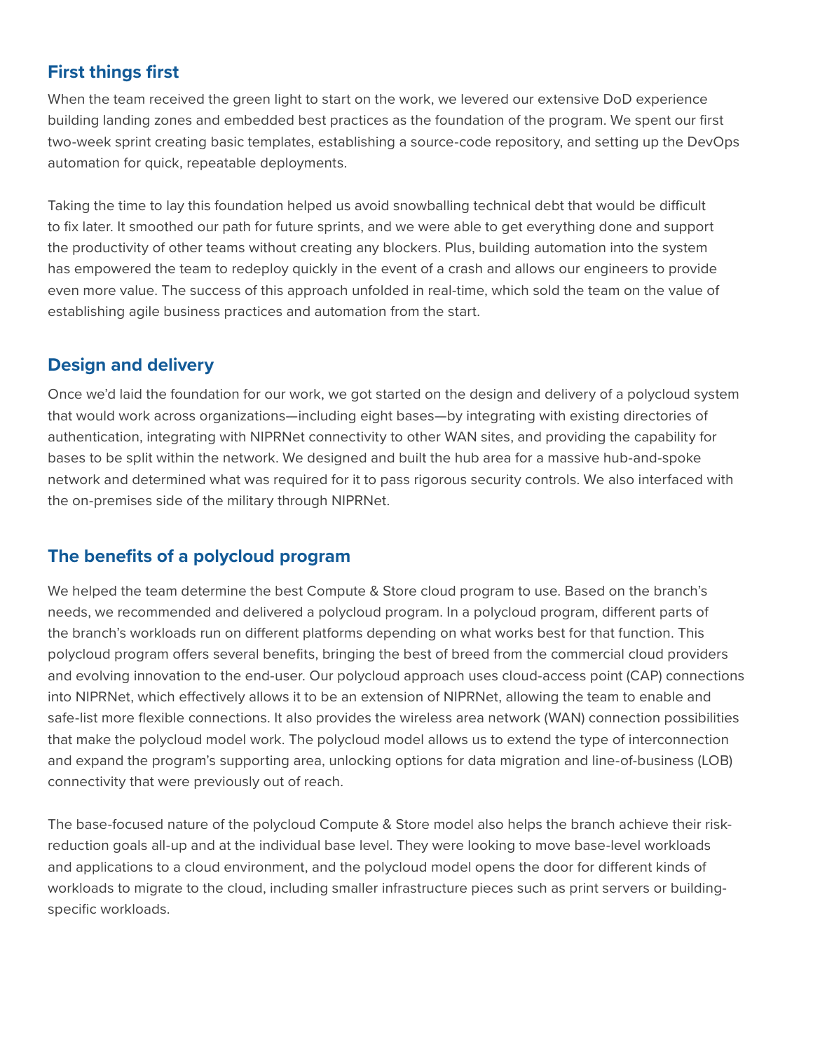## First things first

When the team received the green light to start on the work, we levered our extensive DoD experience building landing zones and embedded best practices as the foundation of the program. We spent our first two-week sprint creating basic templates, establishing a source-code repository, and setting up the DevOps automation for quick, repeatable deployments.

Taking the time to lay this foundation helped us avoid snowballing technical debt that would be difficult to fix later. It smoothed our path for future sprints, and we were able to get everything done and support the productivity of other teams without creating any blockers. Plus, building automation into the system has empowered the team to redeploy quickly in the event of a crash and allows our engineers to provide even more value. The success of this approach unfolded in real-time, which sold the team on the value of establishing agile business practices and automation from the start.

## Design and delivery

Once we'd laid the foundation for our work, we got started on the design and delivery of a polycloud system that would work across organizations—including eight bases—by integrating with existing directories of authentication, integrating with NIPRNet connectivity to other WAN sites, and providing the capability for bases to be split within the network. We designed and built the hub area for a massive hub-and-spoke network and determined what was required for it to pass rigorous security controls. We also interfaced with the on-premises side of the military through NIPRNet.

## The benefits of a polycloud program

We helped the team determine the best Compute & Store cloud program to use. Based on the branch's needs, we recommended and delivered a polycloud program. In a polycloud program, different parts of the branch's workloads run on different platforms depending on what works best for that function. This polycloud program offers several benefits, bringing the best of breed from the commercial cloud providers and evolving innovation to the end-user. Our polycloud approach uses cloud-access point (CAP) connections into NIPRNet, which effectively allows it to be an extension of NIPRNet, allowing the team to enable and safe-list more flexible connections. It also provides the wireless area network (WAN) connection possibilities that make the polycloud model work. The polycloud model allows us to extend the type of interconnection and expand the program's supporting area, unlocking options for data migration and line-of-business (LOB) connectivity that were previously out of reach.

The base-focused nature of the polycloud Compute & Store model also helps the branch achieve their risk-reduction goals all-up and at the individual base level. They were looking to move base-level workloads and applications to a cloud environment, and the polycloud model opens the door for different kinds of workloads to migrate to the cloud, including smaller infrastructure pieces such as print servers or building-specific workloads.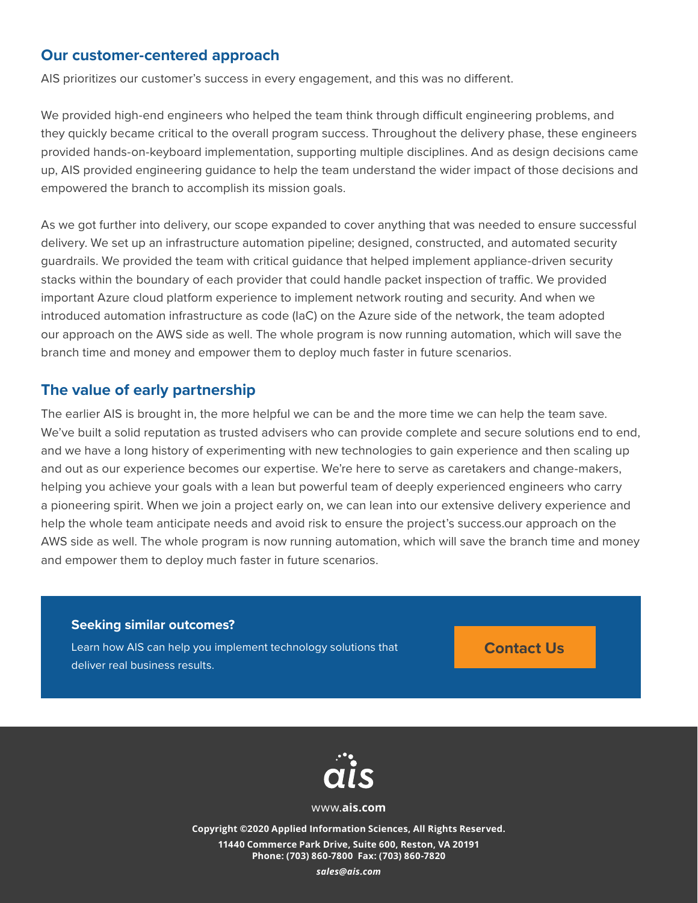## Our customer-centered approach

AIS prioritizes our customer's success in every engagement, and this was no different.

We provided high-end engineers who helped the team think through difficult engineering problems, and they quickly became critical to the overall program success. Throughout the delivery phase, these engineers provided hands-on-keyboard implementation, supporting multiple disciplines. And as design decisions came up, AIS provided engineering guidance to help the team understand the wider impact of those decisions and empowered the branch to accomplish its mission goals.

As we got further into delivery, our scope expanded to cover anything that was needed to ensure successful delivery. We set up an infrastructure automation pipeline; designed, constructed, and automated security guardrails. We provided the team with critical guidance that helped implement appliance-driven security stacks within the boundary of each provider that could handle packet inspection of traffic. We provided important Azure cloud platform experience to implement network routing and security. And when we introduced automation infrastructure as code (IaC) on the Azure side of the network, the team adopted our approach on the AWS side as well. The whole program is now running automation, which will save the branch time and money and empower them to deploy much faster in future scenarios.

## The value of early partnership

The earlier AIS is brought in, the more helpful we can be and the more time we can help the team save. We've built a solid reputation as trusted advisers who can provide complete and secure solutions end to end, and we have a long history of experimenting with new technologies to gain experience and then scaling up and out as our experience becomes our expertise. We're here to serve as caretakers and change-makers, helping you achieve your goals with a lean but powerful team of deeply experienced engineers who carry a pioneering spirit. When we join a project early on, we can lean into our extensive delivery experience and help the whole team anticipate needs and avoid risk to ensure the project's success.our approach on the AWS side as well. The whole program is now running automation, which will save the branch time and money and empower them to deploy much faster in future scenarios.

**Seeking similar outcomes?**

Learn how AIS can help you implement technology solutions that deliver real business results.

**Contact Us**

ais

www.**ais.com**

**Copyright ©2020 Applied Information Sciences, All Rights Reserved.**

**11440 Commerce Park Drive, Suite 600, Reston, VA 20191**
**Phone: (703) 860-7800 Fax: (703) 860-7820**

***sales@ais.com***